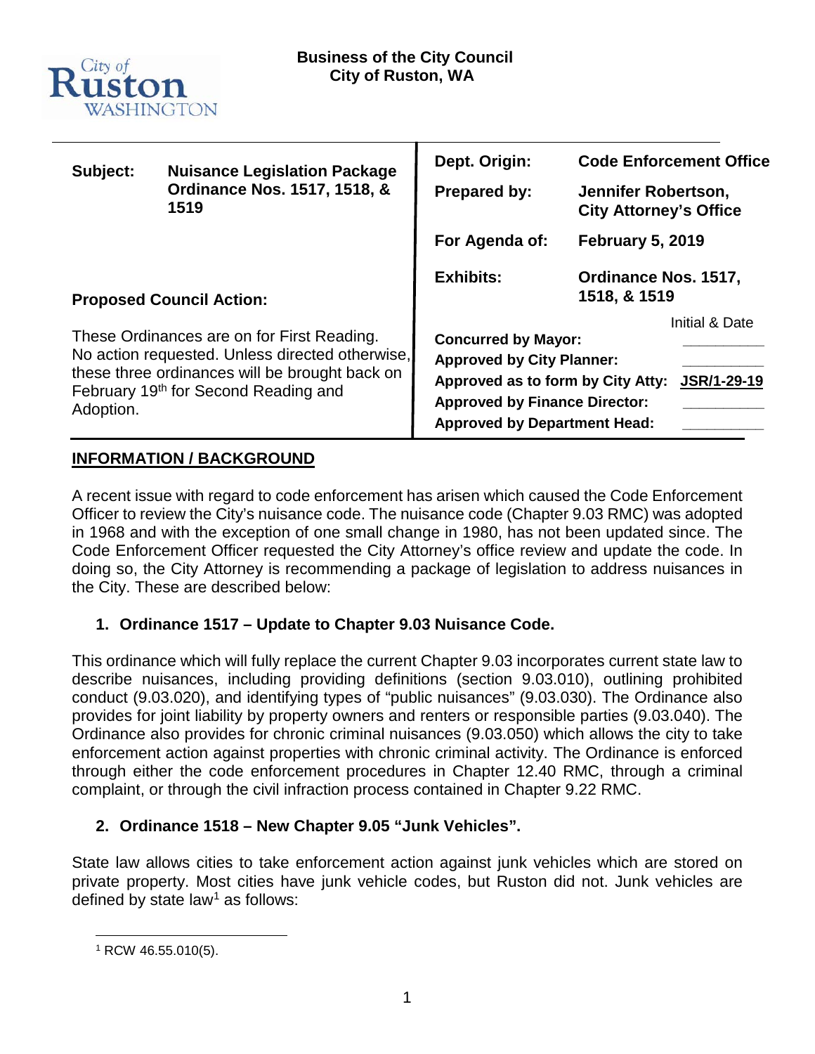City of Ruston WASHINGTON

**Business of the City Council**
**City of Ruston, WA**

| | | | |
|---|---|---|---|
| **Subject:** | **Nuisance Legislation Package Ordinance Nos. 1517, 1518, & 1519** | **Dept. Origin:** | **Code Enforcement Office** |
| | | **Prepared by:** | **Jennifer Robertson, City Attorney's Office** |
| | | **For Agenda of:** | **February 5, 2019** |
| | | **Exhibits:** | **Ordinance Nos. 1517, 1518, & 1519** |

**Proposed Council Action:**

These Ordinances are on for First Reading. No action requested. Unless directed otherwise, these three ordinances will be brought back on February 19th for Second Reading and Adoption.

| | Initial & Date |
|---|---|
| **Concurred by Mayor:** | __________ |
| **Approved by City Planner:** | __________ |
| **Approved as to form by City Atty:** | **JSR/1-29-19** |
| **Approved by Finance Director:** | __________ |
| **Approved by Department Head:** | __________ |

## INFORMATION / BACKGROUND

A recent issue with regard to code enforcement has arisen which caused the Code Enforcement Officer to review the City's nuisance code. The nuisance code (Chapter 9.03 RMC) was adopted in 1968 and with the exception of one small change in 1980, has not been updated since. The Code Enforcement Officer requested the City Attorney's office review and update the code. In doing so, the City Attorney is recommending a package of legislation to address nuisances in the City. These are described below:

### 1. Ordinance 1517 – Update to Chapter 9.03 Nuisance Code.

This ordinance which will fully replace the current Chapter 9.03 incorporates current state law to describe nuisances, including providing definitions (section 9.03.010), outlining prohibited conduct (9.03.020), and identifying types of "public nuisances" (9.03.030). The Ordinance also provides for joint liability by property owners and renters or responsible parties (9.03.040). The Ordinance also provides for chronic criminal nuisances (9.03.050) which allows the city to take enforcement action against properties with chronic criminal activity. The Ordinance is enforced through either the code enforcement procedures in Chapter 12.40 RMC, through a criminal complaint, or through the civil infraction process contained in Chapter 9.22 RMC.

### 2. Ordinance 1518 – New Chapter 9.05 "Junk Vehicles".

State law allows cities to take enforcement action against junk vehicles which are stored on private property. Most cities have junk vehicle codes, but Ruston did not. Junk vehicles are defined by state law[1] as follows:

[1] RCW 46.55.010(5).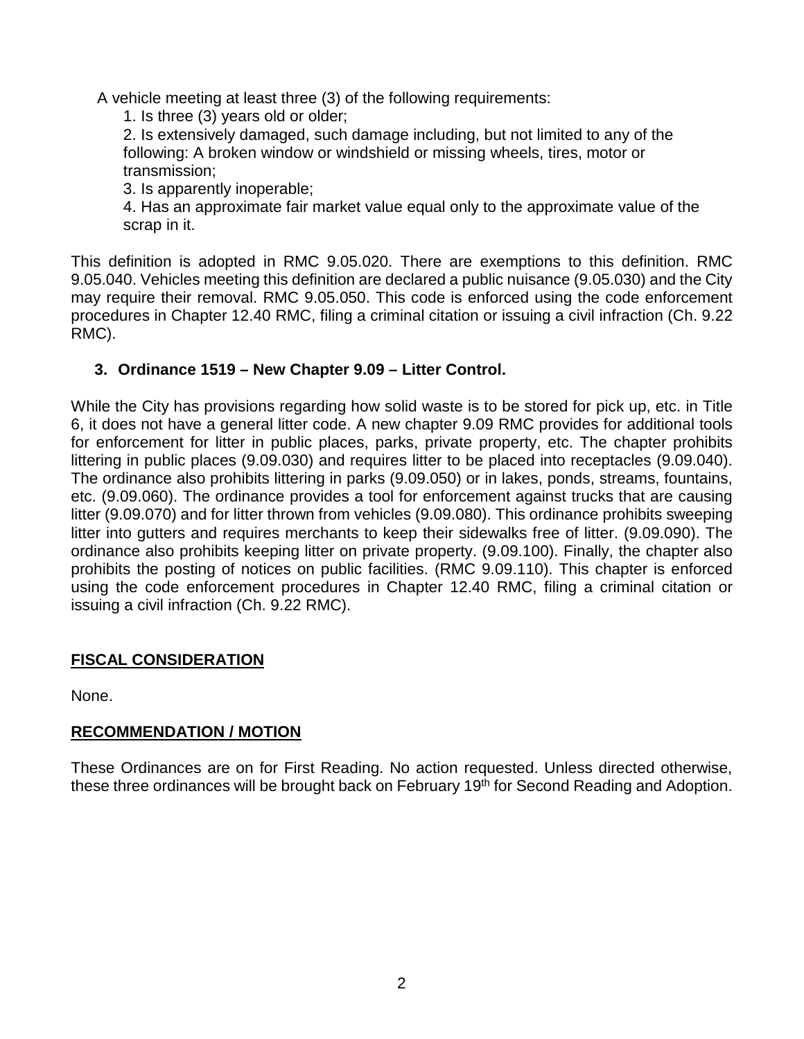A vehicle meeting at least three (3) of the following requirements:

1. Is three (3) years old or older;
2. Is extensively damaged, such damage including, but not limited to any of the following: A broken window or windshield or missing wheels, tires, motor or transmission;
3. Is apparently inoperable;
4. Has an approximate fair market value equal only to the approximate value of the scrap in it.

This definition is adopted in RMC 9.05.020. There are exemptions to this definition. RMC 9.05.040. Vehicles meeting this definition are declared a public nuisance (9.05.030) and the City may require their removal. RMC 9.05.050. This code is enforced using the code enforcement procedures in Chapter 12.40 RMC, filing a criminal citation or issuing a civil infraction (Ch. 9.22 RMC).

**3. Ordinance 1519 – New Chapter 9.09 – Litter Control.**

While the City has provisions regarding how solid waste is to be stored for pick up, etc. in Title 6, it does not have a general litter code. A new chapter 9.09 RMC provides for additional tools for enforcement for litter in public places, parks, private property, etc. The chapter prohibits littering in public places (9.09.030) and requires litter to be placed into receptacles (9.09.040). The ordinance also prohibits littering in parks (9.09.050) or in lakes, ponds, streams, fountains, etc. (9.09.060). The ordinance provides a tool for enforcement against trucks that are causing litter (9.09.070) and for litter thrown from vehicles (9.09.080). This ordinance prohibits sweeping litter into gutters and requires merchants to keep their sidewalks free of litter. (9.09.090). The ordinance also prohibits keeping litter on private property. (9.09.100). Finally, the chapter also prohibits the posting of notices on public facilities. (RMC 9.09.110). This chapter is enforced using the code enforcement procedures in Chapter 12.40 RMC, filing a criminal citation or issuing a civil infraction (Ch. 9.22 RMC).

**<u>FISCAL CONSIDERATION</u>**

None.

**<u>RECOMMENDATION / MOTION</u>**

These Ordinances are on for First Reading. No action requested. Unless directed otherwise, these three ordinances will be brought back on February 19th for Second Reading and Adoption.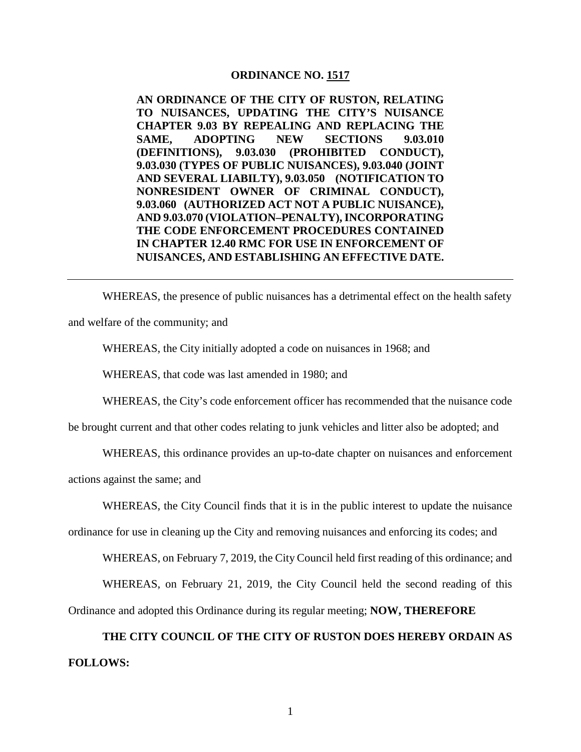**ORDINANCE NO. 1517**

**AN ORDINANCE OF THE CITY OF RUSTON, RELATING TO NUISANCES, UPDATING THE CITY'S NUISANCE CHAPTER 9.03 BY REPEALING AND REPLACING THE SAME, ADOPTING NEW SECTIONS 9.03.010 (DEFINITIONS), 9.03.030 (PROHIBITED CONDUCT), 9.03.030 (TYPES OF PUBLIC NUISANCES), 9.03.040 (JOINT AND SEVERAL LIABILTY), 9.03.050 (NOTIFICATION TO NONRESIDENT OWNER OF CRIMINAL CONDUCT), 9.03.060 (AUTHORIZED ACT NOT A PUBLIC NUISANCE), AND 9.03.070 (VIOLATION–PENALTY), INCORPORATING THE CODE ENFORCEMENT PROCEDURES CONTAINED IN CHAPTER 12.40 RMC FOR USE IN ENFORCEMENT OF NUISANCES, AND ESTABLISHING AN EFFECTIVE DATE.**

---

WHEREAS, the presence of public nuisances has a detrimental effect on the health safety and welfare of the community; and

WHEREAS, the City initially adopted a code on nuisances in 1968; and

WHEREAS, that code was last amended in 1980; and

WHEREAS, the City's code enforcement officer has recommended that the nuisance code be brought current and that other codes relating to junk vehicles and litter also be adopted; and

WHEREAS, this ordinance provides an up-to-date chapter on nuisances and enforcement actions against the same; and

WHEREAS, the City Council finds that it is in the public interest to update the nuisance ordinance for use in cleaning up the City and removing nuisances and enforcing its codes; and

WHEREAS, on February 7, 2019, the City Council held first reading of this ordinance; and

WHEREAS, on February 21, 2019, the City Council held the second reading of this Ordinance and adopted this Ordinance during its regular meeting; **NOW, THEREFORE**

**THE CITY COUNCIL OF THE CITY OF RUSTON DOES HEREBY ORDAIN AS FOLLOWS:**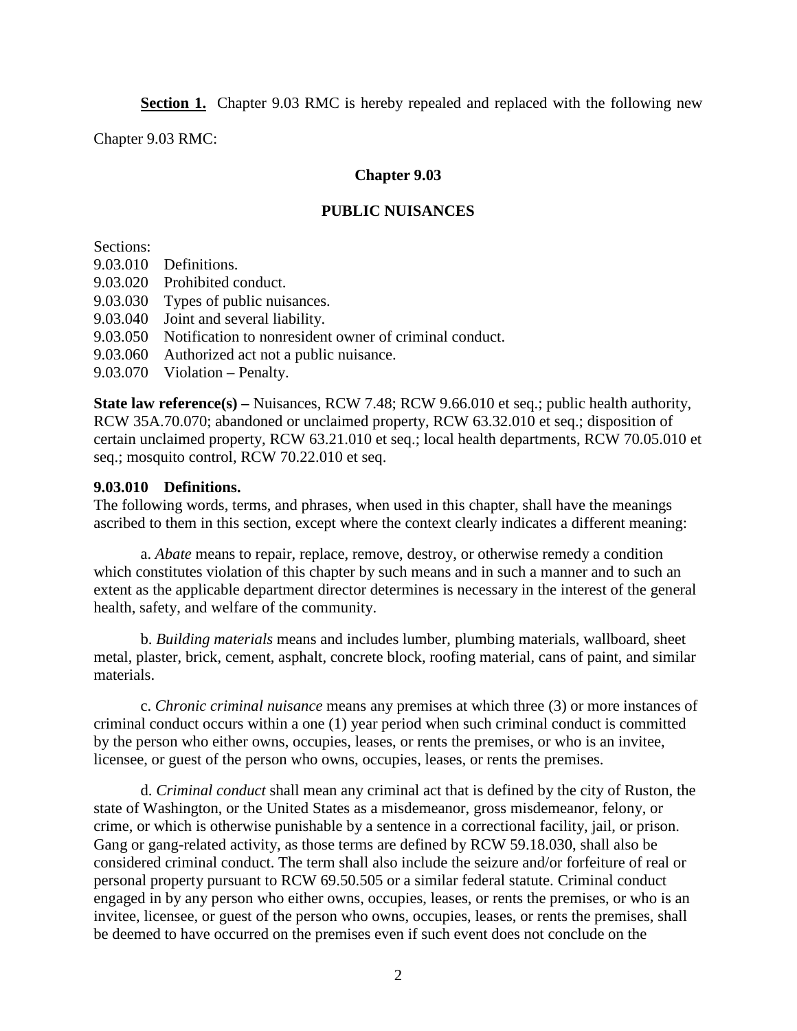**Section 1.** Chapter 9.03 RMC is hereby repealed and replaced with the following new Chapter 9.03 RMC:

## Chapter 9.03

## PUBLIC NUISANCES

Sections:
9.03.010 Definitions.
9.03.020 Prohibited conduct.
9.03.030 Types of public nuisances.
9.03.040 Joint and several liability.
9.03.050 Notification to nonresident owner of criminal conduct.
9.03.060 Authorized act not a public nuisance.
9.03.070 Violation – Penalty.

**State law reference(s) –** Nuisances, RCW 7.48; RCW 9.66.010 et seq.; public health authority, RCW 35A.70.070; abandoned or unclaimed property, RCW 63.32.010 et seq.; disposition of certain unclaimed property, RCW 63.21.010 et seq.; local health departments, RCW 70.05.010 et seq.; mosquito control, RCW 70.22.010 et seq.

**9.03.010 Definitions.**
The following words, terms, and phrases, when used in this chapter, shall have the meanings ascribed to them in this section, except where the context clearly indicates a different meaning:

a. *Abate* means to repair, replace, remove, destroy, or otherwise remedy a condition which constitutes violation of this chapter by such means and in such a manner and to such an extent as the applicable department director determines is necessary in the interest of the general health, safety, and welfare of the community.

b. *Building materials* means and includes lumber, plumbing materials, wallboard, sheet metal, plaster, brick, cement, asphalt, concrete block, roofing material, cans of paint, and similar materials.

c. *Chronic criminal nuisance* means any premises at which three (3) or more instances of criminal conduct occurs within a one (1) year period when such criminal conduct is committed by the person who either owns, occupies, leases, or rents the premises, or who is an invitee, licensee, or guest of the person who owns, occupies, leases, or rents the premises.

d. *Criminal conduct* shall mean any criminal act that is defined by the city of Ruston, the state of Washington, or the United States as a misdemeanor, gross misdemeanor, felony, or crime, or which is otherwise punishable by a sentence in a correctional facility, jail, or prison. Gang or gang-related activity, as those terms are defined by RCW 59.18.030, shall also be considered criminal conduct. The term shall also include the seizure and/or forfeiture of real or personal property pursuant to RCW 69.50.505 or a similar federal statute. Criminal conduct engaged in by any person who either owns, occupies, leases, or rents the premises, or who is an invitee, licensee, or guest of the person who owns, occupies, leases, or rents the premises, shall be deemed to have occurred on the premises even if such event does not conclude on the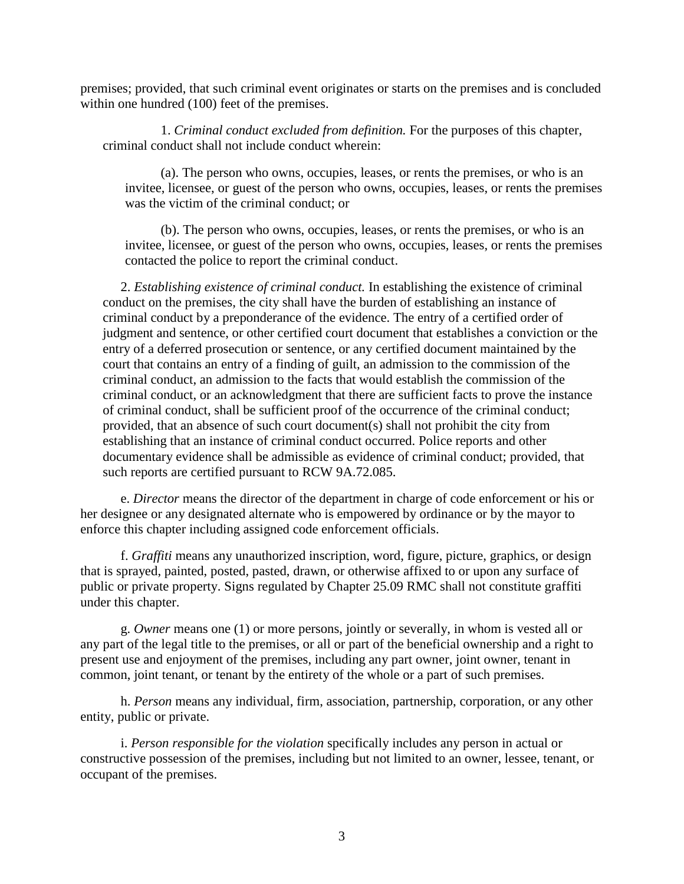premises; provided, that such criminal event originates or starts on the premises and is concluded within one hundred (100) feet of the premises.

1. *Criminal conduct excluded from definition.* For the purposes of this chapter, criminal conduct shall not include conduct wherein:

(a). The person who owns, occupies, leases, or rents the premises, or who is an invitee, licensee, or guest of the person who owns, occupies, leases, or rents the premises was the victim of the criminal conduct; or

(b). The person who owns, occupies, leases, or rents the premises, or who is an invitee, licensee, or guest of the person who owns, occupies, leases, or rents the premises contacted the police to report the criminal conduct.

2. *Establishing existence of criminal conduct.* In establishing the existence of criminal conduct on the premises, the city shall have the burden of establishing an instance of criminal conduct by a preponderance of the evidence. The entry of a certified order of judgment and sentence, or other certified court document that establishes a conviction or the entry of a deferred prosecution or sentence, or any certified document maintained by the court that contains an entry of a finding of guilt, an admission to the commission of the criminal conduct, an admission to the facts that would establish the commission of the criminal conduct, or an acknowledgment that there are sufficient facts to prove the instance of criminal conduct, shall be sufficient proof of the occurrence of the criminal conduct; provided, that an absence of such court document(s) shall not prohibit the city from establishing that an instance of criminal conduct occurred. Police reports and other documentary evidence shall be admissible as evidence of criminal conduct; provided, that such reports are certified pursuant to RCW 9A.72.085.

e. *Director* means the director of the department in charge of code enforcement or his or her designee or any designated alternate who is empowered by ordinance or by the mayor to enforce this chapter including assigned code enforcement officials.

f. *Graffiti* means any unauthorized inscription, word, figure, picture, graphics, or design that is sprayed, painted, posted, pasted, drawn, or otherwise affixed to or upon any surface of public or private property. Signs regulated by Chapter 25.09 RMC shall not constitute graffiti under this chapter.

g. *Owner* means one (1) or more persons, jointly or severally, in whom is vested all or any part of the legal title to the premises, or all or part of the beneficial ownership and a right to present use and enjoyment of the premises, including any part owner, joint owner, tenant in common, joint tenant, or tenant by the entirety of the whole or a part of such premises.

h. *Person* means any individual, firm, association, partnership, corporation, or any other entity, public or private.

i. *Person responsible for the violation* specifically includes any person in actual or constructive possession of the premises, including but not limited to an owner, lessee, tenant, or occupant of the premises.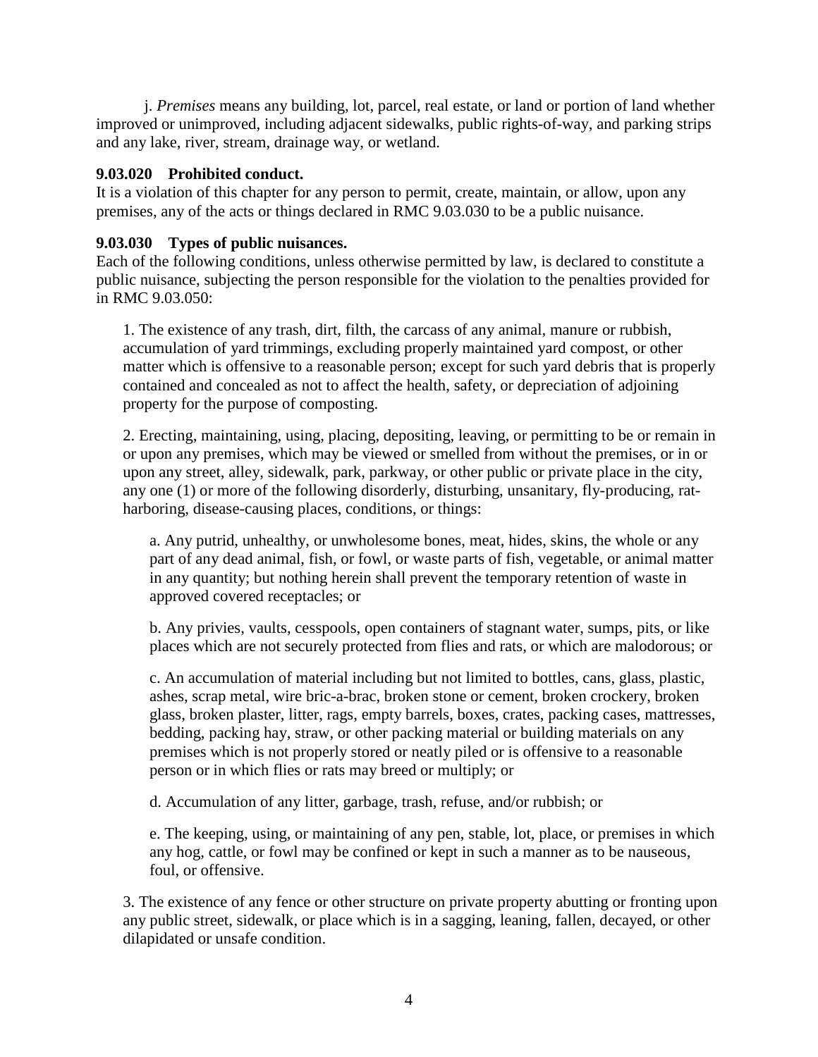j. *Premises* means any building, lot, parcel, real estate, or land or portion of land whether improved or unimproved, including adjacent sidewalks, public rights-of-way, and parking strips and any lake, river, stream, drainage way, or wetland.

**9.03.020 Prohibited conduct.**
It is a violation of this chapter for any person to permit, create, maintain, or allow, upon any premises, any of the acts or things declared in RMC 9.03.030 to be a public nuisance.

**9.03.030 Types of public nuisances.**
Each of the following conditions, unless otherwise permitted by law, is declared to constitute a public nuisance, subjecting the person responsible for the violation to the penalties provided for in RMC 9.03.050:

1. The existence of any trash, dirt, filth, the carcass of any animal, manure or rubbish, accumulation of yard trimmings, excluding properly maintained yard compost, or other matter which is offensive to a reasonable person; except for such yard debris that is properly contained and concealed as not to affect the health, safety, or depreciation of adjoining property for the purpose of composting.

2. Erecting, maintaining, using, placing, depositing, leaving, or permitting to be or remain in or upon any premises, which may be viewed or smelled from without the premises, or in or upon any street, alley, sidewalk, park, parkway, or other public or private place in the city, any one (1) or more of the following disorderly, disturbing, unsanitary, fly-producing, rat-harboring, disease-causing places, conditions, or things:

   a. Any putrid, unhealthy, or unwholesome bones, meat, hides, skins, the whole or any part of any dead animal, fish, or fowl, or waste parts of fish, vegetable, or animal matter in any quantity; but nothing herein shall prevent the temporary retention of waste in approved covered receptacles; or

   b. Any privies, vaults, cesspools, open containers of stagnant water, sumps, pits, or like places which are not securely protected from flies and rats, or which are malodorous; or

   c. An accumulation of material including but not limited to bottles, cans, glass, plastic, ashes, scrap metal, wire bric-a-brac, broken stone or cement, broken crockery, broken glass, broken plaster, litter, rags, empty barrels, boxes, crates, packing cases, mattresses, bedding, packing hay, straw, or other packing material or building materials on any premises which is not properly stored or neatly piled or is offensive to a reasonable person or in which flies or rats may breed or multiply; or

   d. Accumulation of any litter, garbage, trash, refuse, and/or rubbish; or

   e. The keeping, using, or maintaining of any pen, stable, lot, place, or premises in which any hog, cattle, or fowl may be confined or kept in such a manner as to be nauseous, foul, or offensive.

3. The existence of any fence or other structure on private property abutting or fronting upon any public street, sidewalk, or place which is in a sagging, leaning, fallen, decayed, or other dilapidated or unsafe condition.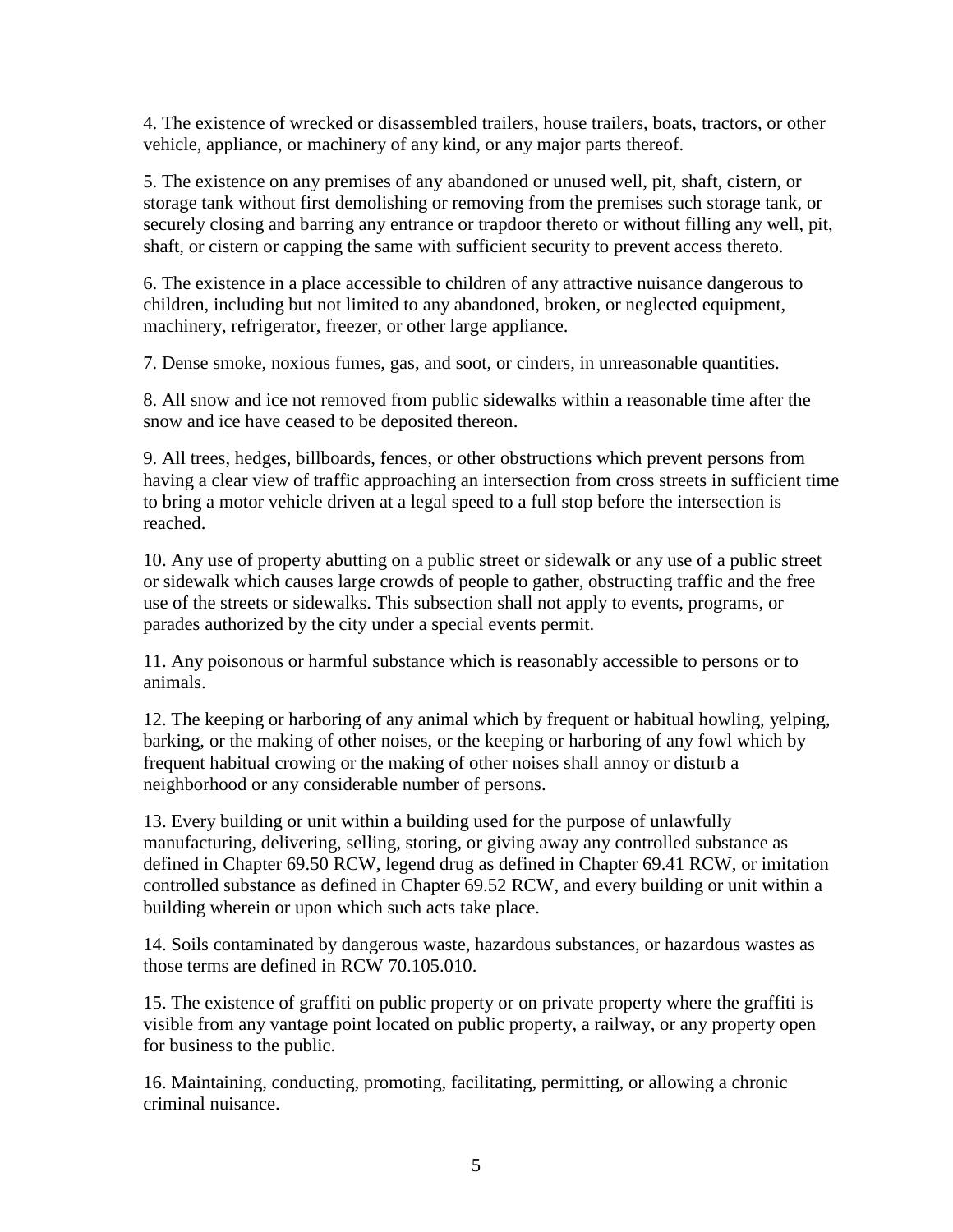4. The existence of wrecked or disassembled trailers, house trailers, boats, tractors, or other vehicle, appliance, or machinery of any kind, or any major parts thereof.

5. The existence on any premises of any abandoned or unused well, pit, shaft, cistern, or storage tank without first demolishing or removing from the premises such storage tank, or securely closing and barring any entrance or trapdoor thereto or without filling any well, pit, shaft, or cistern or capping the same with sufficient security to prevent access thereto.

6. The existence in a place accessible to children of any attractive nuisance dangerous to children, including but not limited to any abandoned, broken, or neglected equipment, machinery, refrigerator, freezer, or other large appliance.

7. Dense smoke, noxious fumes, gas, and soot, or cinders, in unreasonable quantities.

8. All snow and ice not removed from public sidewalks within a reasonable time after the snow and ice have ceased to be deposited thereon.

9. All trees, hedges, billboards, fences, or other obstructions which prevent persons from having a clear view of traffic approaching an intersection from cross streets in sufficient time to bring a motor vehicle driven at a legal speed to a full stop before the intersection is reached.

10. Any use of property abutting on a public street or sidewalk or any use of a public street or sidewalk which causes large crowds of people to gather, obstructing traffic and the free use of the streets or sidewalks. This subsection shall not apply to events, programs, or parades authorized by the city under a special events permit.

11. Any poisonous or harmful substance which is reasonably accessible to persons or to animals.

12. The keeping or harboring of any animal which by frequent or habitual howling, yelping, barking, or the making of other noises, or the keeping or harboring of any fowl which by frequent habitual crowing or the making of other noises shall annoy or disturb a neighborhood or any considerable number of persons.

13. Every building or unit within a building used for the purpose of unlawfully manufacturing, delivering, selling, storing, or giving away any controlled substance as defined in Chapter 69.50 RCW, legend drug as defined in Chapter 69.41 RCW, or imitation controlled substance as defined in Chapter 69.52 RCW, and every building or unit within a building wherein or upon which such acts take place.

14. Soils contaminated by dangerous waste, hazardous substances, or hazardous wastes as those terms are defined in RCW 70.105.010.

15. The existence of graffiti on public property or on private property where the graffiti is visible from any vantage point located on public property, a railway, or any property open for business to the public.

16. Maintaining, conducting, promoting, facilitating, permitting, or allowing a chronic criminal nuisance.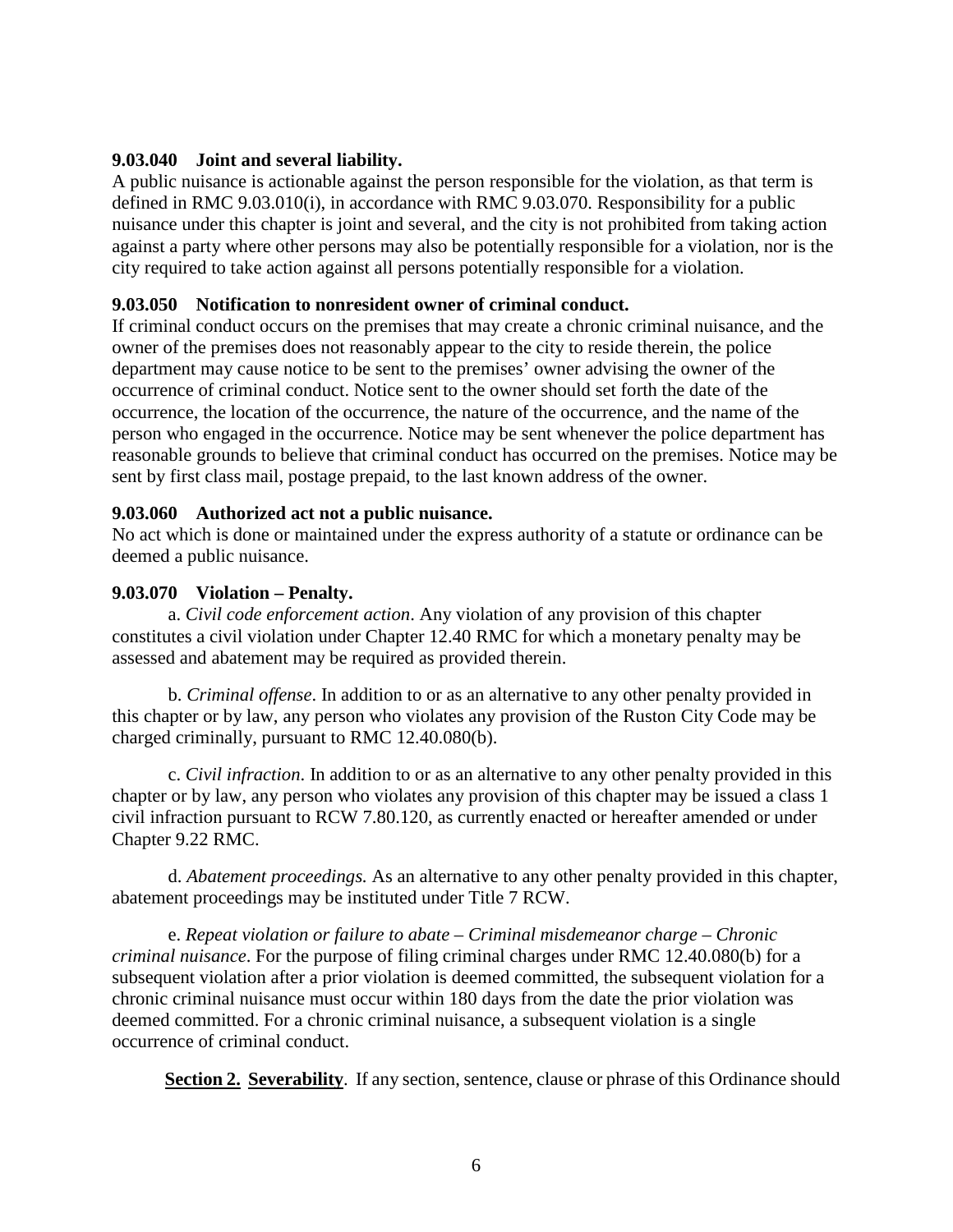**9.03.040 Joint and several liability.**
A public nuisance is actionable against the person responsible for the violation, as that term is defined in RMC 9.03.010(i), in accordance with RMC 9.03.070. Responsibility for a public nuisance under this chapter is joint and several, and the city is not prohibited from taking action against a party where other persons may also be potentially responsible for a violation, nor is the city required to take action against all persons potentially responsible for a violation.

**9.03.050 Notification to nonresident owner of criminal conduct.**
If criminal conduct occurs on the premises that may create a chronic criminal nuisance, and the owner of the premises does not reasonably appear to the city to reside therein, the police department may cause notice to be sent to the premises' owner advising the owner of the occurrence of criminal conduct. Notice sent to the owner should set forth the date of the occurrence, the location of the occurrence, the nature of the occurrence, and the name of the person who engaged in the occurrence. Notice may be sent whenever the police department has reasonable grounds to believe that criminal conduct has occurred on the premises. Notice may be sent by first class mail, postage prepaid, to the last known address of the owner.

**9.03.060 Authorized act not a public nuisance.**
No act which is done or maintained under the express authority of a statute or ordinance can be deemed a public nuisance.

**9.03.070 Violation – Penalty.**

a. *Civil code enforcement action*. Any violation of any provision of this chapter constitutes a civil violation under Chapter 12.40 RMC for which a monetary penalty may be assessed and abatement may be required as provided therein.

b. *Criminal offense*. In addition to or as an alternative to any other penalty provided in this chapter or by law, any person who violates any provision of the Ruston City Code may be charged criminally, pursuant to RMC 12.40.080(b).

c. *Civil infraction*. In addition to or as an alternative to any other penalty provided in this chapter or by law, any person who violates any provision of this chapter may be issued a class 1 civil infraction pursuant to RCW 7.80.120, as currently enacted or hereafter amended or under Chapter 9.22 RMC.

d. *Abatement proceedings.* As an alternative to any other penalty provided in this chapter, abatement proceedings may be instituted under Title 7 RCW.

e. *Repeat violation or failure to abate – Criminal misdemeanor charge – Chronic criminal nuisance*. For the purpose of filing criminal charges under RMC 12.40.080(b) for a subsequent violation after a prior violation is deemed committed, the subsequent violation for a chronic criminal nuisance must occur within 180 days from the date the prior violation was deemed committed. For a chronic criminal nuisance, a subsequent violation is a single occurrence of criminal conduct.

**Section 2. Severability**. If any section, sentence, clause or phrase of this Ordinance should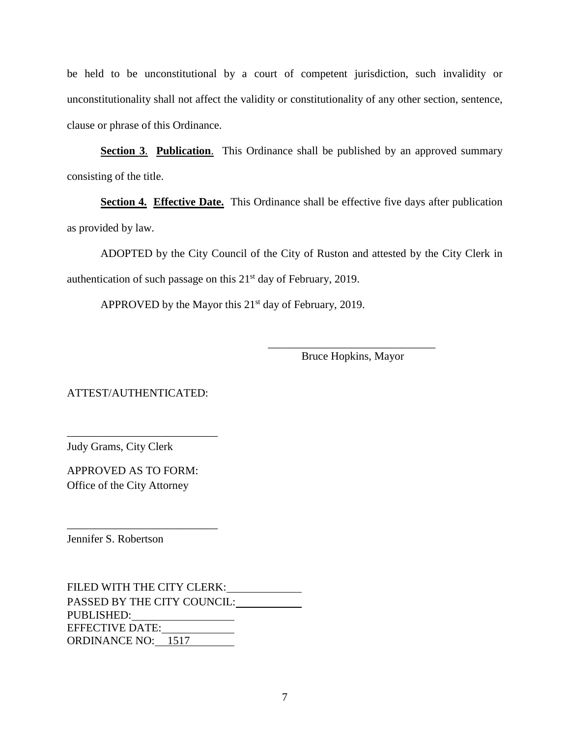be held to be unconstitutional by a court of competent jurisdiction, such invalidity or unconstitutionality shall not affect the validity or constitutionality of any other section, sentence, clause or phrase of this Ordinance.

**Section 3**. **Publication**. This Ordinance shall be published by an approved summary consisting of the title.

**Section 4. Effective Date.** This Ordinance shall be effective five days after publication as provided by law.

ADOPTED by the City Council of the City of Ruston and attested by the City Clerk in authentication of such passage on this 21st day of February, 2019.

APPROVED by the Mayor this 21st day of February, 2019.

______________________________
Bruce Hopkins, Mayor

ATTEST/AUTHENTICATED:

___________________________
Judy Grams, City Clerk

APPROVED AS TO FORM:
Office of the City Attorney

___________________________
Jennifer S. Robertson

FILED WITH THE CITY CLERK: ____________
PASSED BY THE CITY COUNCIL: ___________
PUBLISHED: ________________
EFFECTIVE DATE: ____________
ORDINANCE NO: 1517